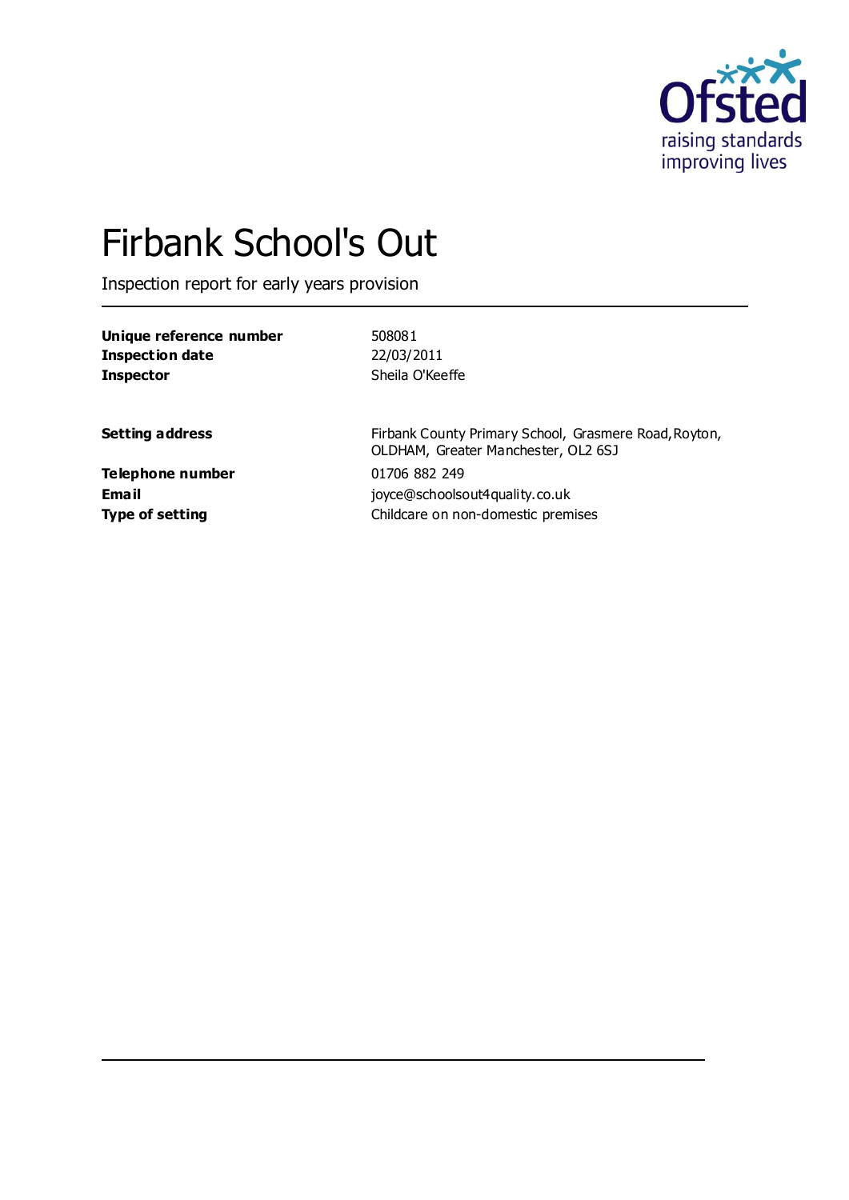# Firbank School's Out

Inspection report for early years provision

| | |
|---|---|
| **Unique reference number** | 508081 |
| **Inspection date** | 22/03/2011 |
| **Inspector** | Sheila O'Keeffe |

| | |
|---|---|
| **Setting address** | Firbank County Primary School, Grasmere Road, Royton, OLDHAM, Greater Manchester, OL2 6SJ |
| **Telephone number** | 01706 882 249 |
| **Email** | joyce@schoolsout4quality.co.uk |
| **Type of setting** | Childcare on non-domestic premises |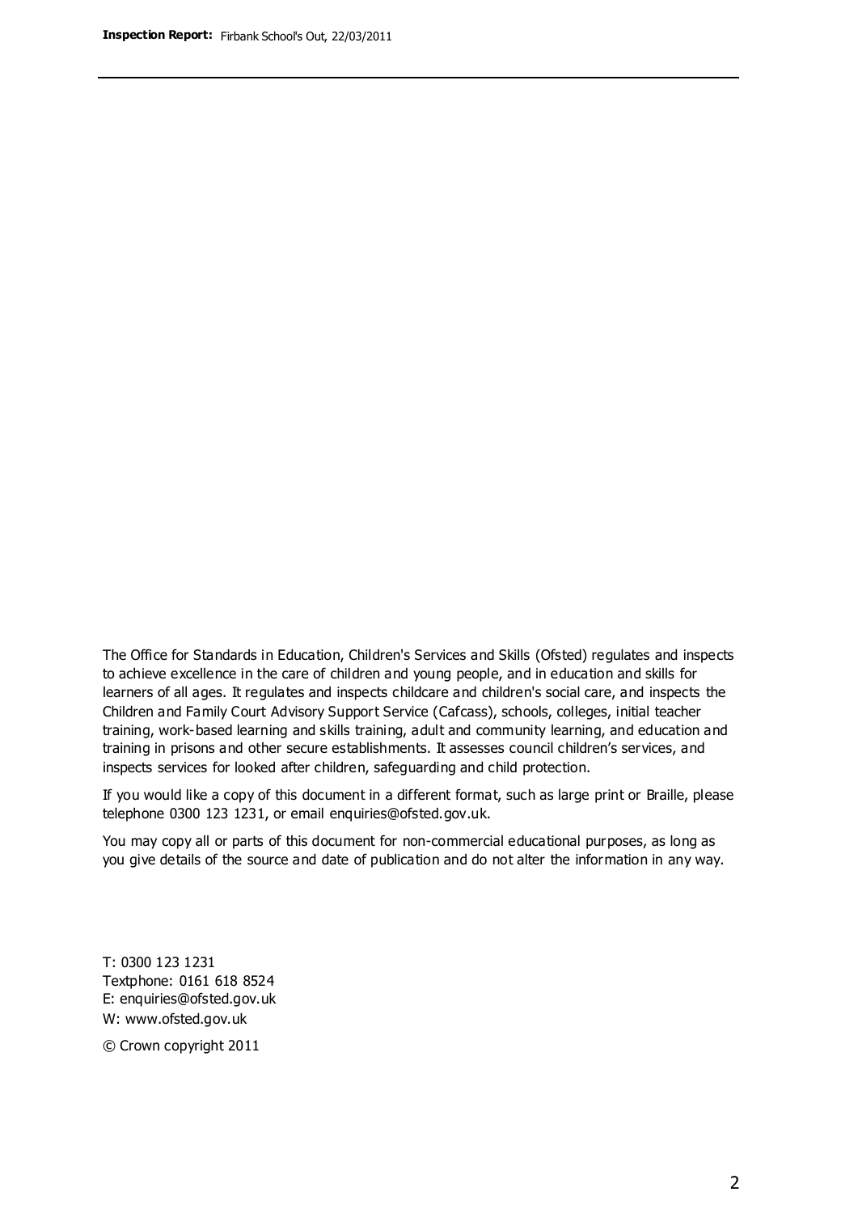The Office for Standards in Education, Children's Services and Skills (Ofsted) regulates and inspects to achieve excellence in the care of children and young people, and in education and skills for learners of all ages. It regulates and inspects childcare and children's social care, and inspects the Children and Family Court Advisory Support Service (Cafcass), schools, colleges, initial teacher training, work-based learning and skills training, adult and community learning, and education and training in prisons and other secure establishments. It assesses council children's services, and inspects services for looked after children, safeguarding and child protection.

If you would like a copy of this document in a different format, such as large print or Braille, please telephone 0300 123 1231, or email enquiries@ofsted.gov.uk.

You may copy all or parts of this document for non-commercial educational purposes, as long as you give details of the source and date of publication and do not alter the information in any way.

T: 0300 123 1231
Textphone: 0161 618 8524
E: enquiries@ofsted.gov.uk
W: www.ofsted.gov.uk

© Crown copyright 2011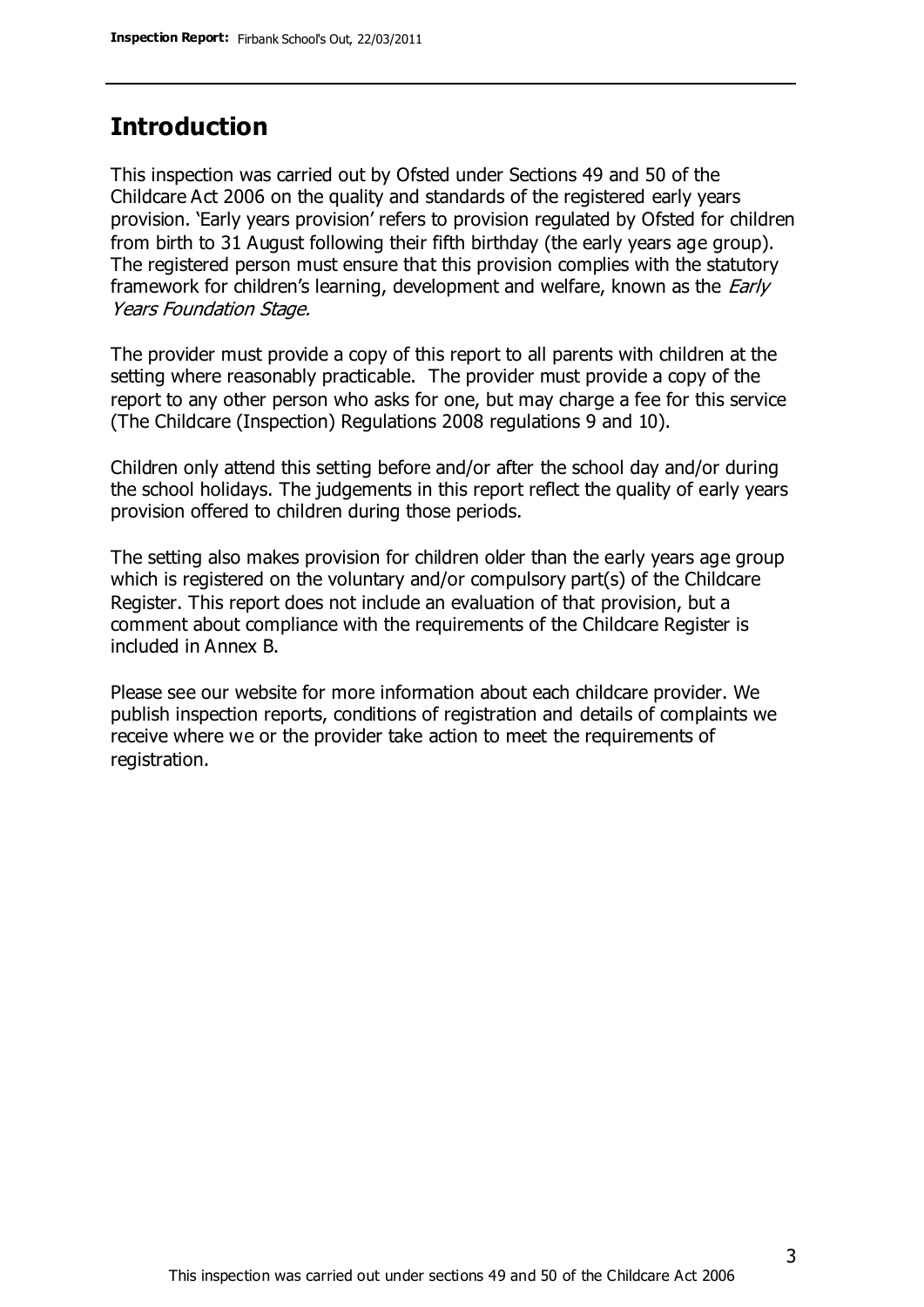## Introduction

This inspection was carried out by Ofsted under Sections 49 and 50 of the Childcare Act 2006 on the quality and standards of the registered early years provision. 'Early years provision' refers to provision regulated by Ofsted for children from birth to 31 August following their fifth birthday (the early years age group). The registered person must ensure that this provision complies with the statutory framework for children's learning, development and welfare, known as the *Early Years Foundation Stage.*

The provider must provide a copy of this report to all parents with children at the setting where reasonably practicable. The provider must provide a copy of the report to any other person who asks for one, but may charge a fee for this service (The Childcare (Inspection) Regulations 2008 regulations 9 and 10).

Children only attend this setting before and/or after the school day and/or during the school holidays. The judgements in this report reflect the quality of early years provision offered to children during those periods.

The setting also makes provision for children older than the early years age group which is registered on the voluntary and/or compulsory part(s) of the Childcare Register. This report does not include an evaluation of that provision, but a comment about compliance with the requirements of the Childcare Register is included in Annex B.

Please see our website for more information about each childcare provider. We publish inspection reports, conditions of registration and details of complaints we receive where we or the provider take action to meet the requirements of registration.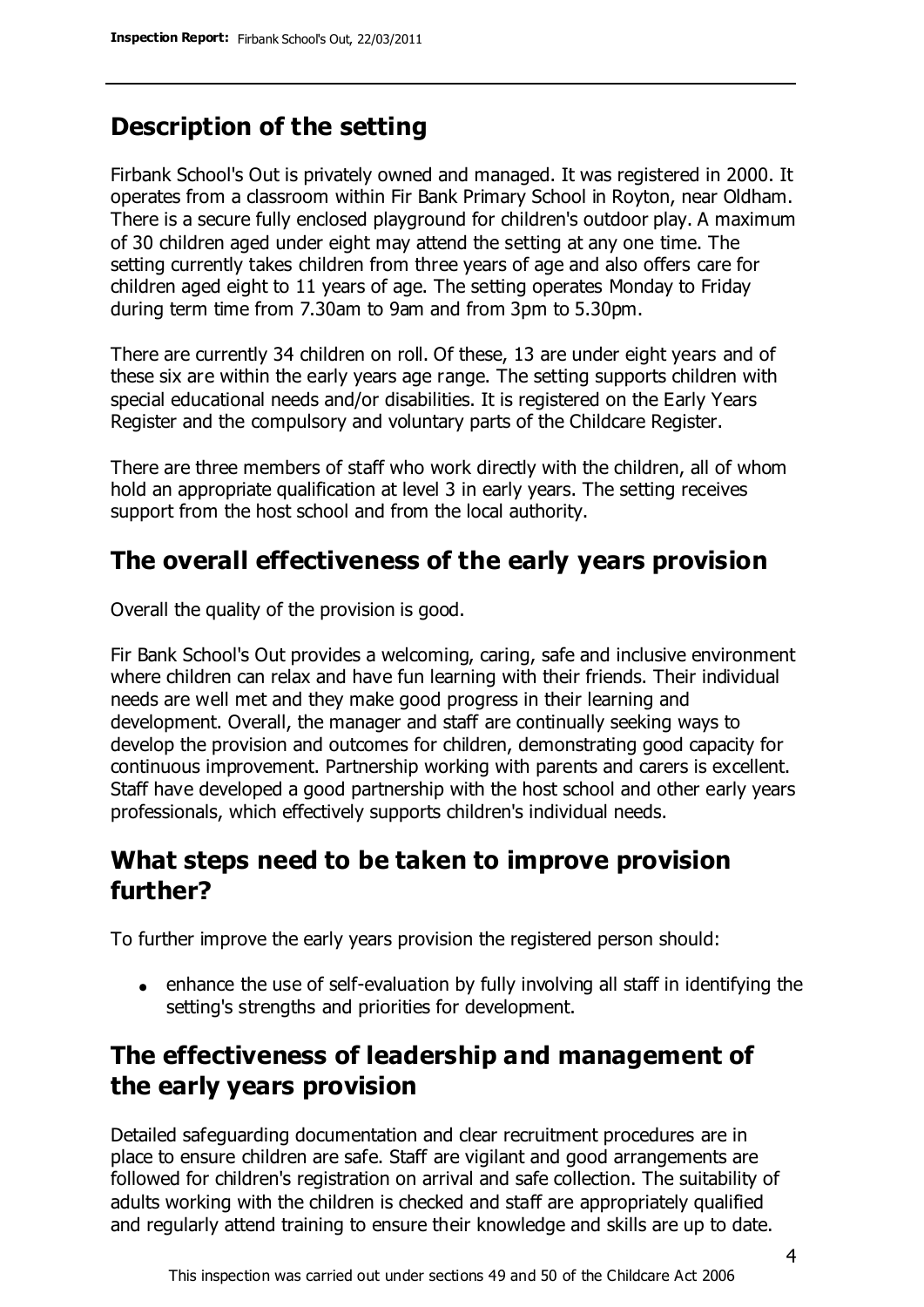## Description of the setting

Firbank School's Out is privately owned and managed. It was registered in 2000. It operates from a classroom within Fir Bank Primary School in Royton, near Oldham. There is a secure fully enclosed playground for children's outdoor play. A maximum of 30 children aged under eight may attend the setting at any one time. The setting currently takes children from three years of age and also offers care for children aged eight to 11 years of age. The setting operates Monday to Friday during term time from 7.30am to 9am and from 3pm to 5.30pm.

There are currently 34 children on roll. Of these, 13 are under eight years and of these six are within the early years age range. The setting supports children with special educational needs and/or disabilities. It is registered on the Early Years Register and the compulsory and voluntary parts of the Childcare Register.

There are three members of staff who work directly with the children, all of whom hold an appropriate qualification at level 3 in early years. The setting receives support from the host school and from the local authority.

## The overall effectiveness of the early years provision

Overall the quality of the provision is good.

Fir Bank School's Out provides a welcoming, caring, safe and inclusive environment where children can relax and have fun learning with their friends. Their individual needs are well met and they make good progress in their learning and development. Overall, the manager and staff are continually seeking ways to develop the provision and outcomes for children, demonstrating good capacity for continuous improvement. Partnership working with parents and carers is excellent. Staff have developed a good partnership with the host school and other early years professionals, which effectively supports children's individual needs.

## What steps need to be taken to improve provision further?

To further improve the early years provision the registered person should:

- enhance the use of self-evaluation by fully involving all staff in identifying the setting's strengths and priorities for development.

## The effectiveness of leadership and management of the early years provision

Detailed safeguarding documentation and clear recruitment procedures are in place to ensure children are safe. Staff are vigilant and good arrangements are followed for children's registration on arrival and safe collection. The suitability of adults working with the children is checked and staff are appropriately qualified and regularly attend training to ensure their knowledge and skills are up to date.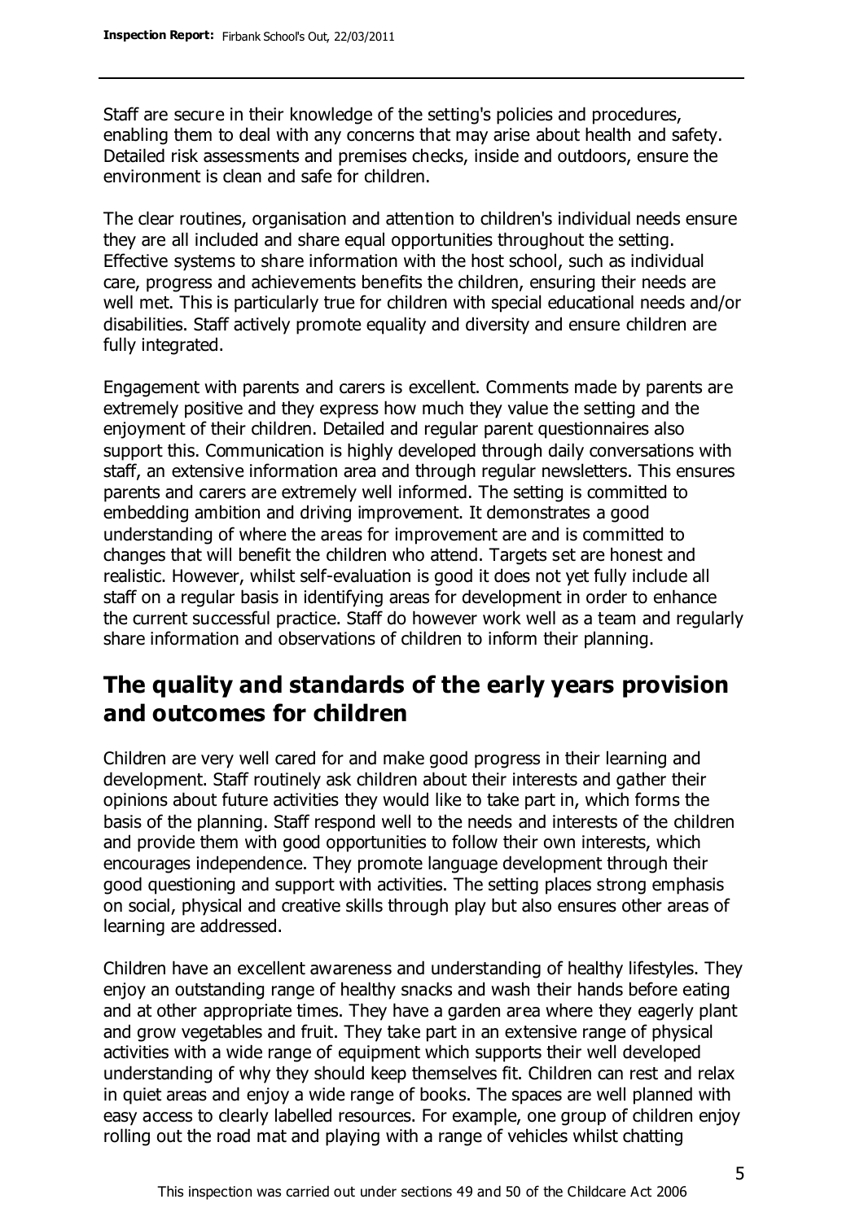Staff are secure in their knowledge of the setting's policies and procedures, enabling them to deal with any concerns that may arise about health and safety. Detailed risk assessments and premises checks, inside and outdoors, ensure the environment is clean and safe for children.

The clear routines, organisation and attention to children's individual needs ensure they are all included and share equal opportunities throughout the setting. Effective systems to share information with the host school, such as individual care, progress and achievements benefits the children, ensuring their needs are well met. This is particularly true for children with special educational needs and/or disabilities. Staff actively promote equality and diversity and ensure children are fully integrated.

Engagement with parents and carers is excellent. Comments made by parents are extremely positive and they express how much they value the setting and the enjoyment of their children. Detailed and regular parent questionnaires also support this. Communication is highly developed through daily conversations with staff, an extensive information area and through regular newsletters. This ensures parents and carers are extremely well informed. The setting is committed to embedding ambition and driving improvement. It demonstrates a good understanding of where the areas for improvement are and is committed to changes that will benefit the children who attend. Targets set are honest and realistic. However, whilst self-evaluation is good it does not yet fully include all staff on a regular basis in identifying areas for development in order to enhance the current successful practice. Staff do however work well as a team and regularly share information and observations of children to inform their planning.

## The quality and standards of the early years provision and outcomes for children

Children are very well cared for and make good progress in their learning and development. Staff routinely ask children about their interests and gather their opinions about future activities they would like to take part in, which forms the basis of the planning. Staff respond well to the needs and interests of the children and provide them with good opportunities to follow their own interests, which encourages independence. They promote language development through their good questioning and support with activities. The setting places strong emphasis on social, physical and creative skills through play but also ensures other areas of learning are addressed.

Children have an excellent awareness and understanding of healthy lifestyles. They enjoy an outstanding range of healthy snacks and wash their hands before eating and at other appropriate times. They have a garden area where they eagerly plant and grow vegetables and fruit. They take part in an extensive range of physical activities with a wide range of equipment which supports their well developed understanding of why they should keep themselves fit. Children can rest and relax in quiet areas and enjoy a wide range of books. The spaces are well planned with easy access to clearly labelled resources. For example, one group of children enjoy rolling out the road mat and playing with a range of vehicles whilst chatting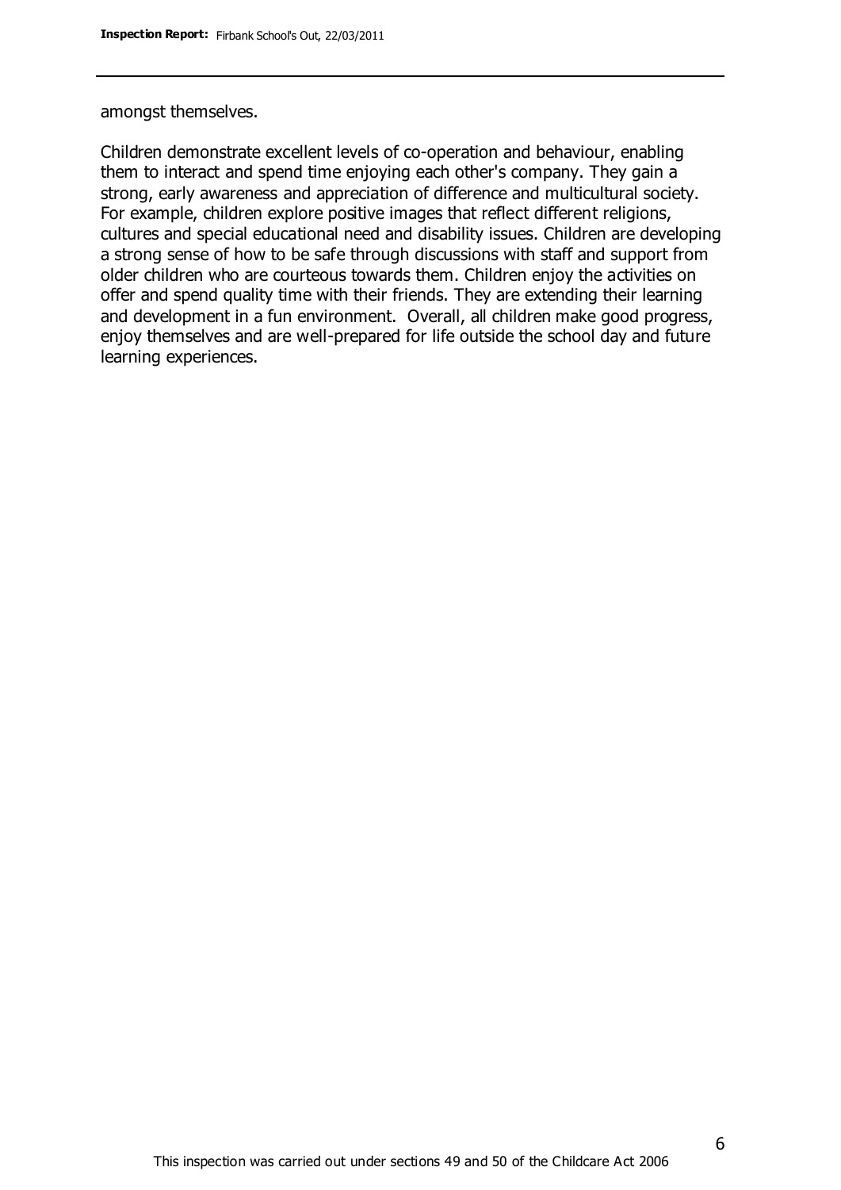amongst themselves.

Children demonstrate excellent levels of co-operation and behaviour, enabling them to interact and spend time enjoying each other's company. They gain a strong, early awareness and appreciation of difference and multicultural society. For example, children explore positive images that reflect different religions, cultures and special educational need and disability issues. Children are developing a strong sense of how to be safe through discussions with staff and support from older children who are courteous towards them. Children enjoy the activities on offer and spend quality time with their friends. They are extending their learning and development in a fun environment. Overall, all children make good progress, enjoy themselves and are well-prepared for life outside the school day and future learning experiences.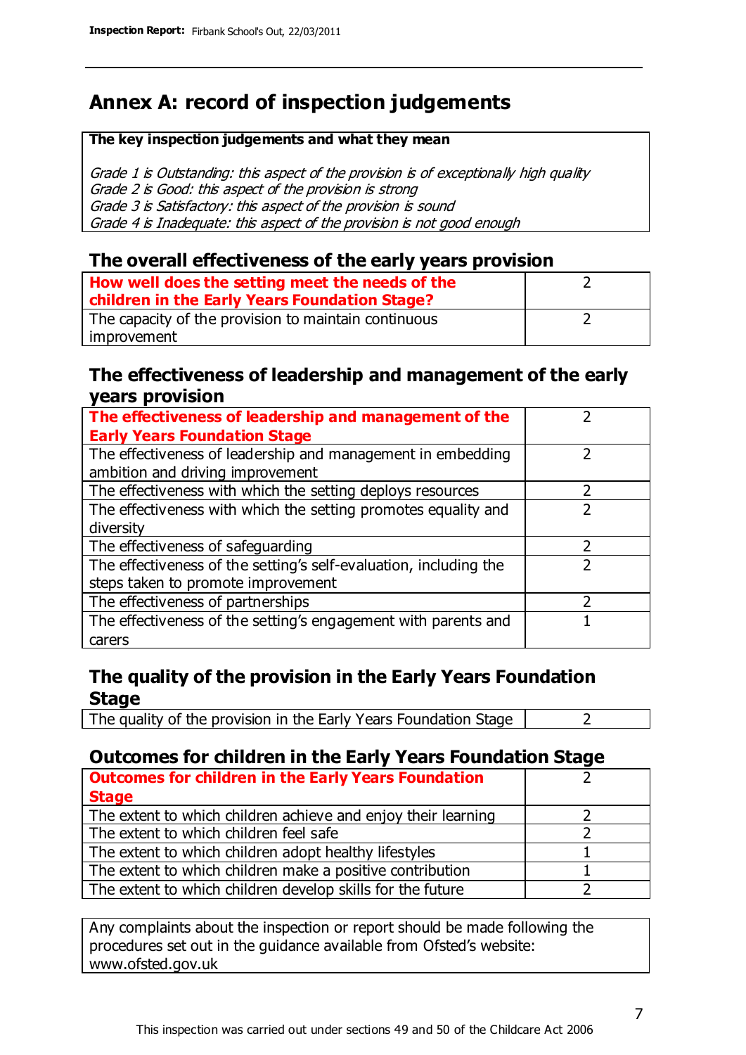# Annex A: record of inspection judgements

**The key inspection judgements and what they mean**

*Grade 1 is Outstanding: this aspect of the provision is of exceptionally high quality*
*Grade 2 is Good: this aspect of the provision is strong*
*Grade 3 is Satisfactory: this aspect of the provision is sound*
*Grade 4 is Inadequate: this aspect of the provision is not good enough*

## The overall effectiveness of the early years provision

| | |
|---|---|
| **How well does the setting meet the needs of the children in the Early Years Foundation Stage?** | 2 |
| The capacity of the provision to maintain continuous improvement | 2 |

## The effectiveness of leadership and management of the early years provision

| | |
|---|---|
| **The effectiveness of leadership and management of the Early Years Foundation Stage** | 2 |
| The effectiveness of leadership and management in embedding ambition and driving improvement | 2 |
| The effectiveness with which the setting deploys resources | 2 |
| The effectiveness with which the setting promotes equality and diversity | 2 |
| The effectiveness of safeguarding | 2 |
| The effectiveness of the setting's self-evaluation, including the steps taken to promote improvement | 2 |
| The effectiveness of partnerships | 2 |
| The effectiveness of the setting's engagement with parents and carers | 1 |

## The quality of the provision in the Early Years Foundation Stage

| | |
|---|---|
| The quality of the provision in the Early Years Foundation Stage | 2 |

## Outcomes for children in the Early Years Foundation Stage

| | |
|---|---|
| **Outcomes for children in the Early Years Foundation Stage** | 2 |
| The extent to which children achieve and enjoy their learning | 2 |
| The extent to which children feel safe | 2 |
| The extent to which children adopt healthy lifestyles | 1 |
| The extent to which children make a positive contribution | 1 |
| The extent to which children develop skills for the future | 2 |

Any complaints about the inspection or report should be made following the procedures set out in the guidance available from Ofsted's website: www.ofsted.gov.uk

This inspection was carried out under sections 49 and 50 of the Childcare Act 2006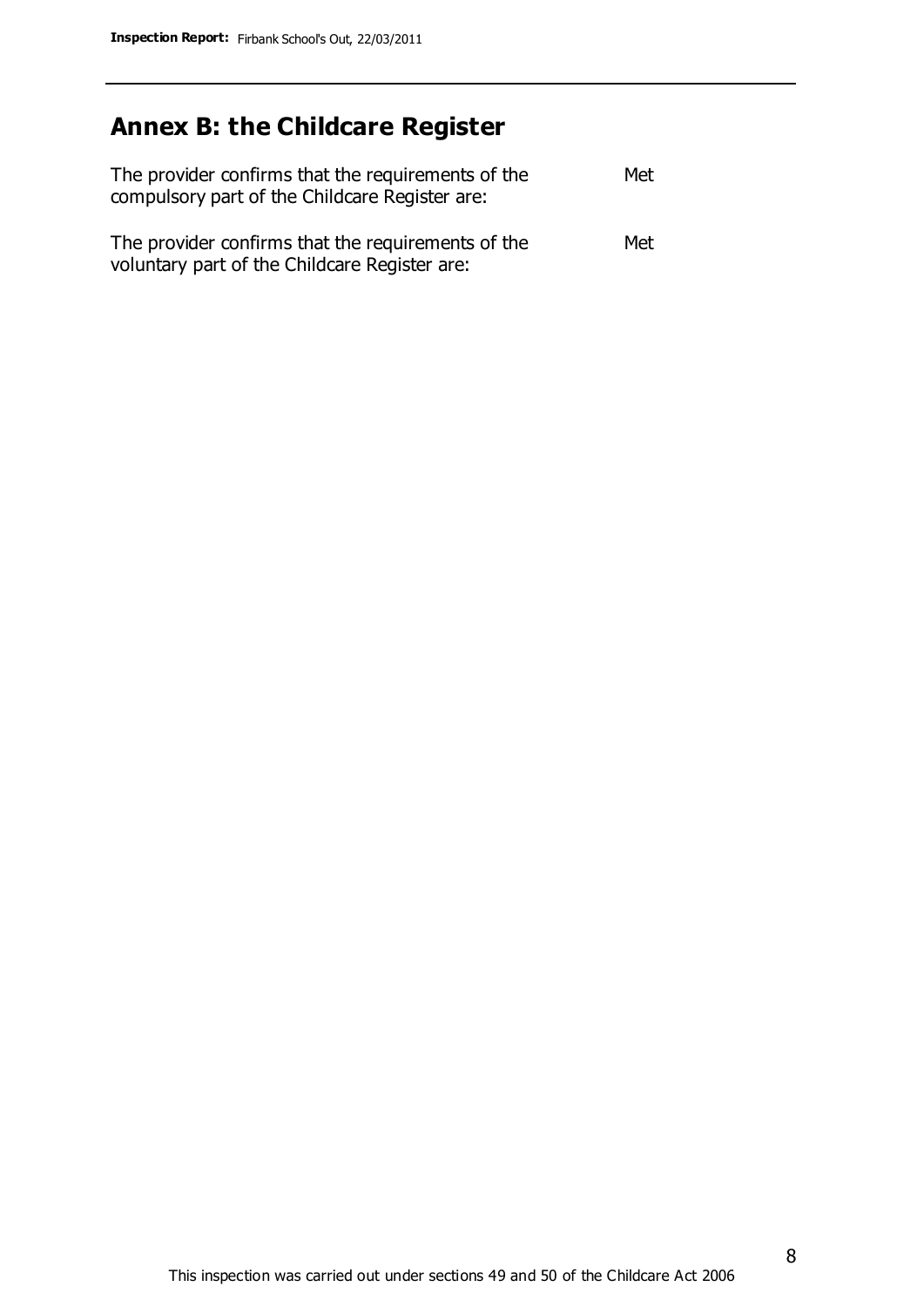## Annex B: the Childcare Register

| | |
|---|---|
| The provider confirms that the requirements of the compulsory part of the Childcare Register are: | Met |
| The provider confirms that the requirements of the voluntary part of the Childcare Register are: | Met |

This inspection was carried out under sections 49 and 50 of the Childcare Act 2006